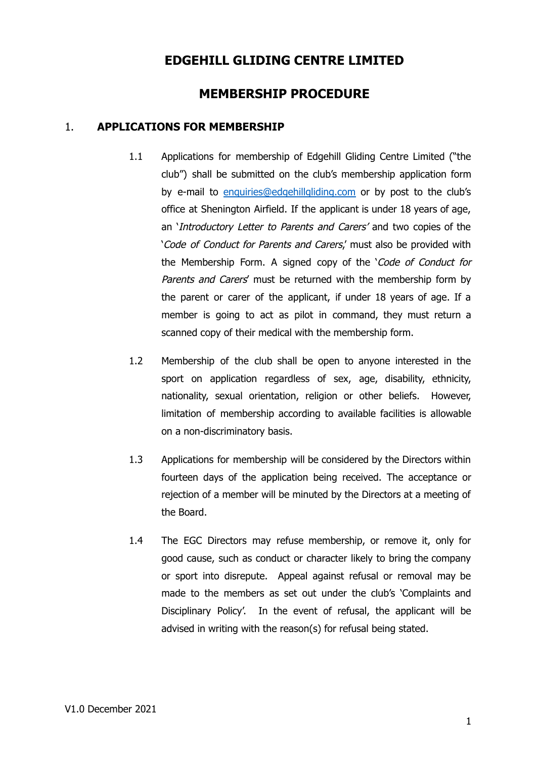# EDGEHILL GLIDING CENTRE LIMITED

## MEMBERSHIP PROCEDURE

### 1. APPLICATIONS FOR MEMBERSHIP

1.1 Applications for membership of Edgehill Gliding Centre Limited ("the club") shall be submitted on the club's membership application form by e-mail to enquiries@edgehillgliding.com or by post to the club's office at Shenington Airfield. If the applicant is under 18 years of age, an '*Introductory Letter to Parents and Carers*' and two copies of the '*Code of Conduct for Parents and Carers*,' must also be provided with the Membership Form. A signed copy of the '*Code of Conduct for Parents and Carers*' must be returned with the membership form by the parent or carer of the applicant, if under 18 years of age. If a member is going to act as pilot in command, they must return a scanned copy of their medical with the membership form.

1.2 Membership of the club shall be open to anyone interested in the sport on application regardless of sex, age, disability, ethnicity, nationality, sexual orientation, religion or other beliefs. However, limitation of membership according to available facilities is allowable on a non-discriminatory basis.

1.3 Applications for membership will be considered by the Directors within fourteen days of the application being received. The acceptance or rejection of a member will be minuted by the Directors at a meeting of the Board.

1.4 The EGC Directors may refuse membership, or remove it, only for good cause, such as conduct or character likely to bring the company or sport into disrepute. Appeal against refusal or removal may be made to the members as set out under the club's 'Complaints and Disciplinary Policy'. In the event of refusal, the applicant will be advised in writing with the reason(s) for refusal being stated.

V1.0 December 2021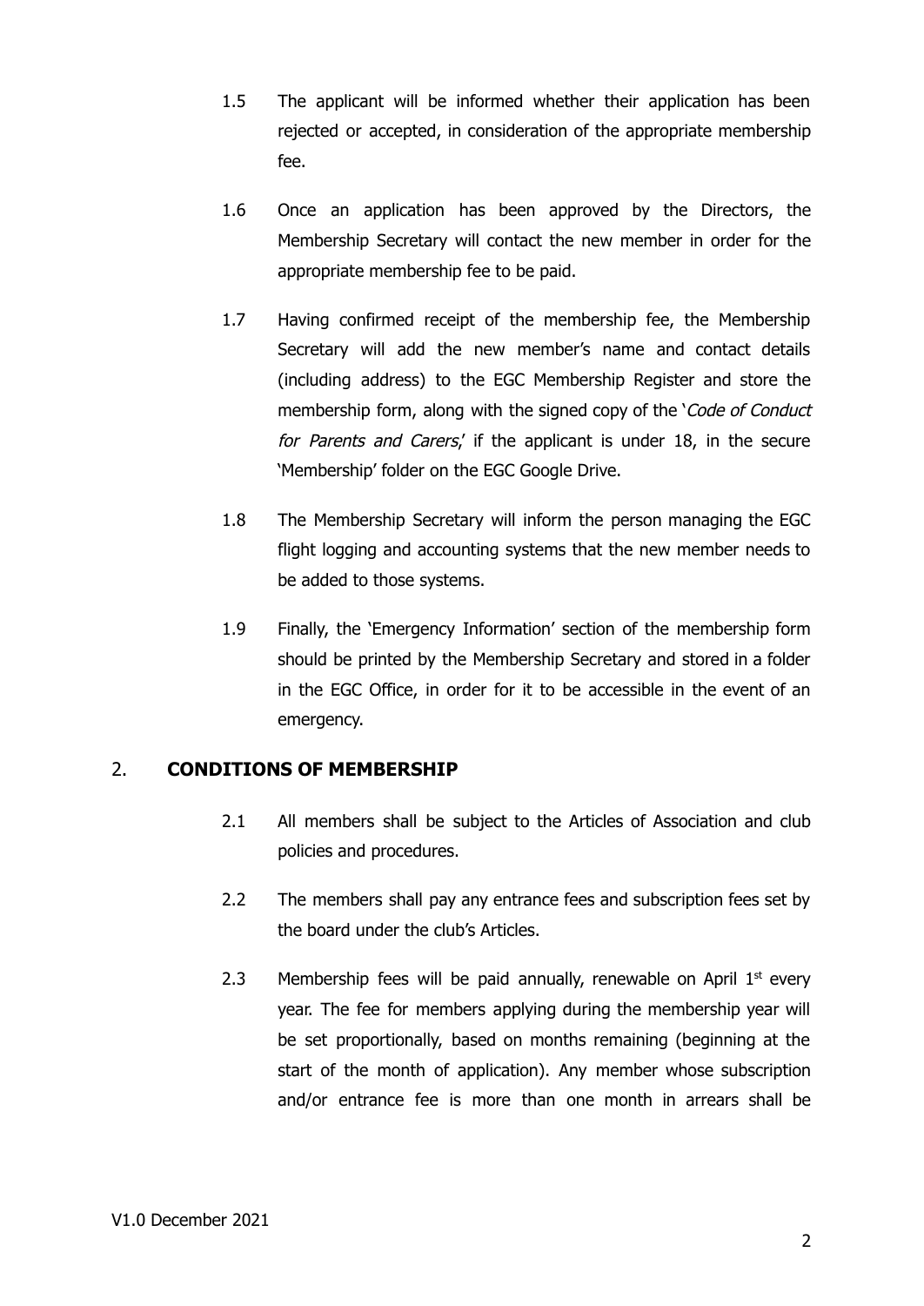1.5 The applicant will be informed whether their application has been rejected or accepted, in consideration of the appropriate membership fee.

1.6 Once an application has been approved by the Directors, the Membership Secretary will contact the new member in order for the appropriate membership fee to be paid.

1.7 Having confirmed receipt of the membership fee, the Membership Secretary will add the new member's name and contact details (including address) to the EGC Membership Register and store the membership form, along with the signed copy of the '*Code of Conduct for Parents and Carers*,' if the applicant is under 18, in the secure 'Membership' folder on the EGC Google Drive.

1.8 The Membership Secretary will inform the person managing the EGC flight logging and accounting systems that the new member needs to be added to those systems.

1.9 Finally, the 'Emergency Information' section of the membership form should be printed by the Membership Secretary and stored in a folder in the EGC Office, in order for it to be accessible in the event of an emergency.

## 2. **CONDITIONS OF MEMBERSHIP**

2.1 All members shall be subject to the Articles of Association and club policies and procedures.

2.2 The members shall pay any entrance fees and subscription fees set by the board under the club's Articles.

2.3 Membership fees will be paid annually, renewable on April 1st every year. The fee for members applying during the membership year will be set proportionally, based on months remaining (beginning at the start of the month of application). Any member whose subscription and/or entrance fee is more than one month in arrears shall be

V1.0 December 2021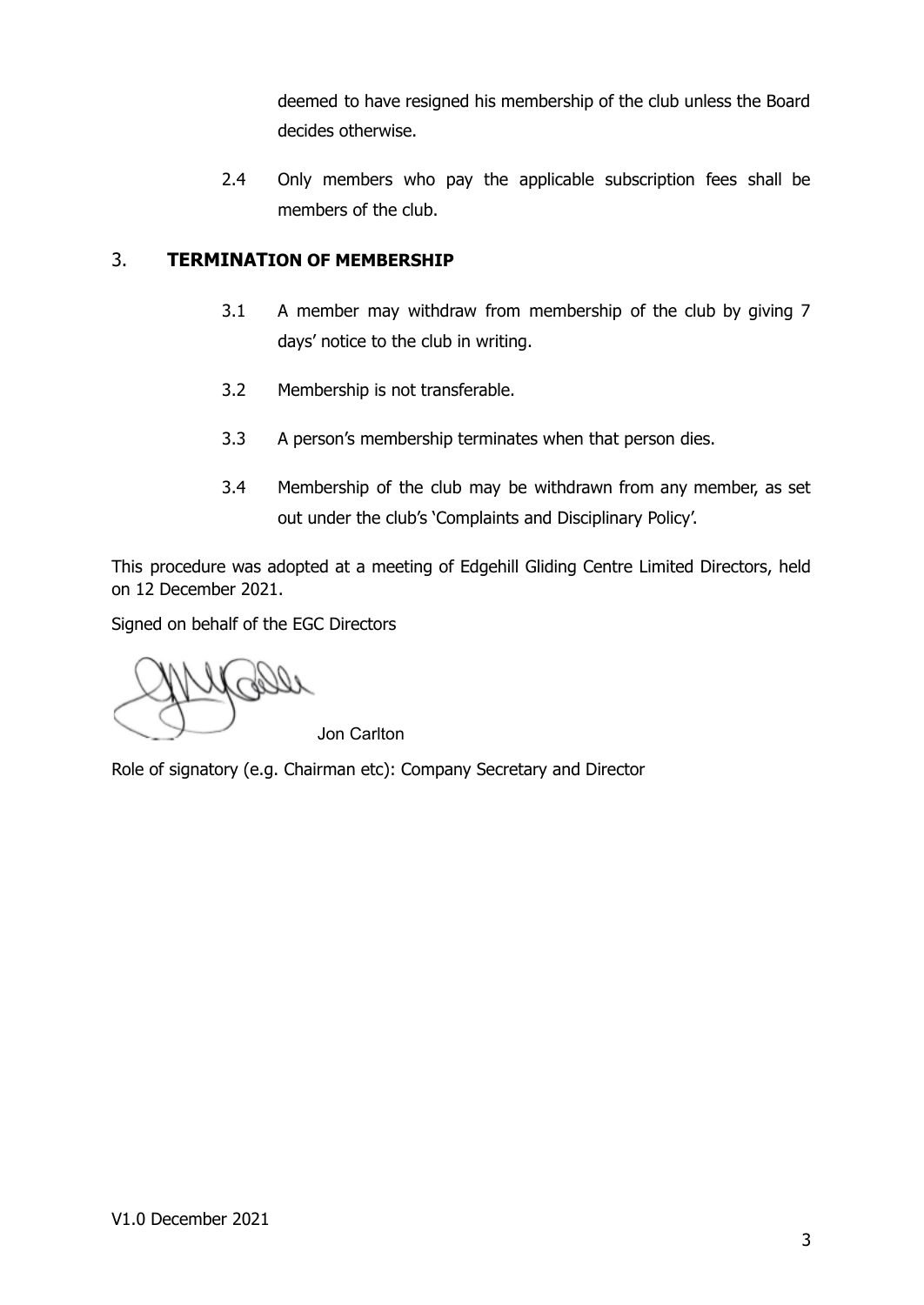deemed to have resigned his membership of the club unless the Board decides otherwise.

2.4 Only members who pay the applicable subscription fees shall be members of the club.

## 3. TERMINATION OF MEMBERSHIP

3.1 A member may withdraw from membership of the club by giving 7 days' notice to the club in writing.

3.2 Membership is not transferable.

3.3 A person's membership terminates when that person dies.

3.4 Membership of the club may be withdrawn from any member, as set out under the club's 'Complaints and Disciplinary Policy'.

This procedure was adopted at a meeting of Edgehill Gliding Centre Limited Directors, held on 12 December 2021.

Signed on behalf of the EGC Directors

Jon Carlton

Role of signatory (e.g. Chairman etc): Company Secretary and Director

V1.0 December 2021